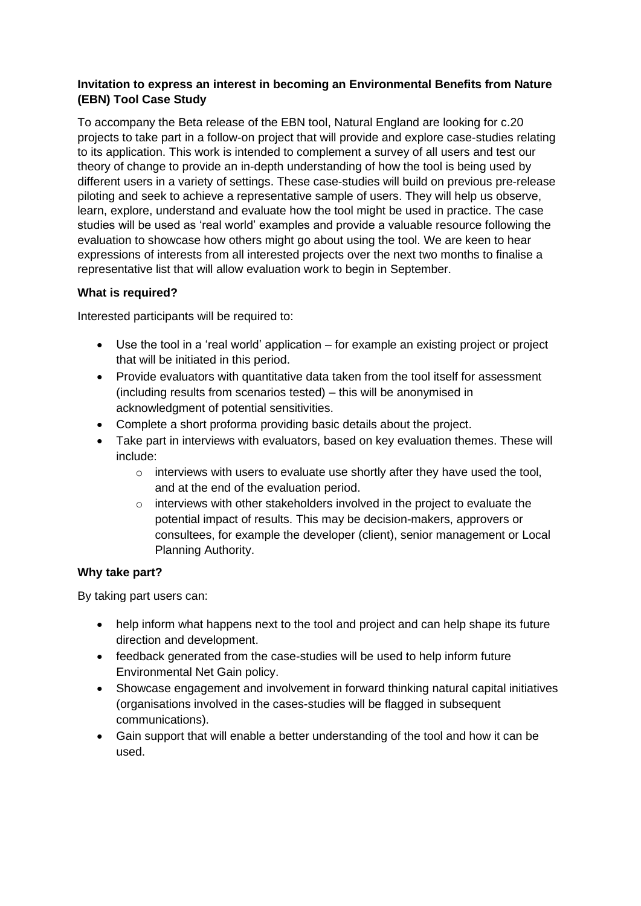**Invitation to express an interest in becoming an Environmental Benefits from Nature (EBN) Tool Case Study**

To accompany the Beta release of the EBN tool, Natural England are looking for c.20 projects to take part in a follow-on project that will provide and explore case-studies relating to its application. This work is intended to complement a survey of all users and test our theory of change to provide an in-depth understanding of how the tool is being used by different users in a variety of settings. These case-studies will build on previous pre-release piloting and seek to achieve a representative sample of users. They will help us observe, learn, explore, understand and evaluate how the tool might be used in practice. The case studies will be used as 'real world' examples and provide a valuable resource following the evaluation to showcase how others might go about using the tool. We are keen to hear expressions of interests from all interested projects over the next two months to finalise a representative list that will allow evaluation work to begin in September.

**What is required?**

Interested participants will be required to:

- Use the tool in a 'real world' application – for example an existing project or project that will be initiated in this period.
- Provide evaluators with quantitative data taken from the tool itself for assessment (including results from scenarios tested) – this will be anonymised in acknowledgment of potential sensitivities.
- Complete a short proforma providing basic details about the project.
- Take part in interviews with evaluators, based on key evaluation themes. These will include:
    - interviews with users to evaluate use shortly after they have used the tool, and at the end of the evaluation period.
    - interviews with other stakeholders involved in the project to evaluate the potential impact of results. This may be decision-makers, approvers or consultees, for example the developer (client), senior management or Local Planning Authority.

**Why take part?**

By taking part users can:

- help inform what happens next to the tool and project and can help shape its future direction and development.
- feedback generated from the case-studies will be used to help inform future Environmental Net Gain policy.
- Showcase engagement and involvement in forward thinking natural capital initiatives (organisations involved in the cases-studies will be flagged in subsequent communications).
- Gain support that will enable a better understanding of the tool and how it can be used.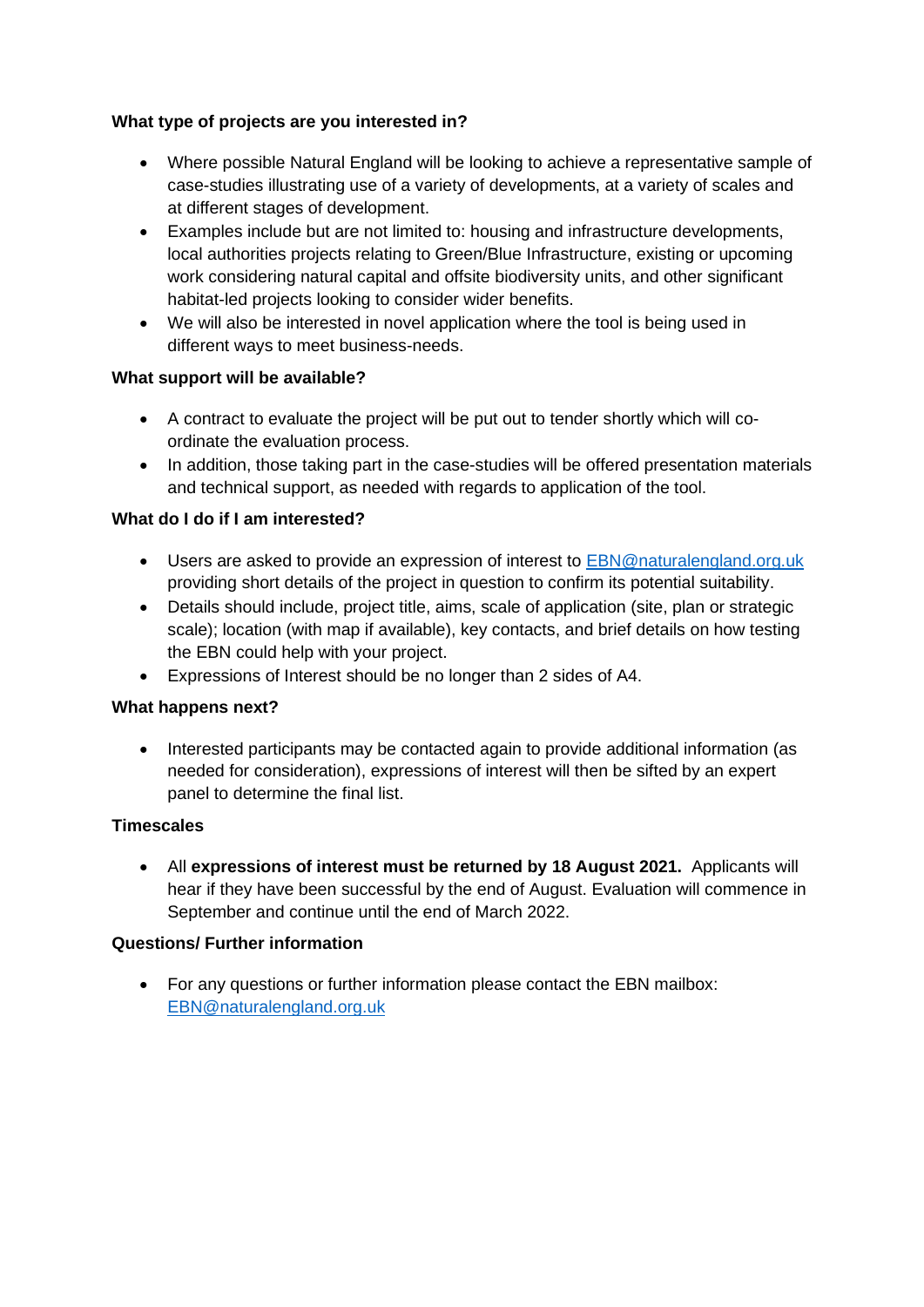**What type of projects are you interested in?**

- Where possible Natural England will be looking to achieve a representative sample of case-studies illustrating use of a variety of developments, at a variety of scales and at different stages of development.
- Examples include but are not limited to: housing and infrastructure developments, local authorities projects relating to Green/Blue Infrastructure, existing or upcoming work considering natural capital and offsite biodiversity units, and other significant habitat-led projects looking to consider wider benefits.
- We will also be interested in novel application where the tool is being used in different ways to meet business-needs.

**What support will be available?**

- A contract to evaluate the project will be put out to tender shortly which will co-ordinate the evaluation process.
- In addition, those taking part in the case-studies will be offered presentation materials and technical support, as needed with regards to application of the tool.

**What do I do if I am interested?**

- Users are asked to provide an expression of interest to [EBN@naturalengland.org.uk](mailto:EBN@naturalengland.org.uk) providing short details of the project in question to confirm its potential suitability.
- Details should include, project title, aims, scale of application (site, plan or strategic scale); location (with map if available), key contacts, and brief details on how testing the EBN could help with your project.
- Expressions of Interest should be no longer than 2 sides of A4.

**What happens next?**

- Interested participants may be contacted again to provide additional information (as needed for consideration), expressions of interest will then be sifted by an expert panel to determine the final list.

**Timescales**

- All **expressions of interest must be returned by 18 August 2021.** Applicants will hear if they have been successful by the end of August. Evaluation will commence in September and continue until the end of March 2022.

**Questions/ Further information**

- For any questions or further information please contact the EBN mailbox: [EBN@naturalengland.org.uk](mailto:EBN@naturalengland.org.uk)